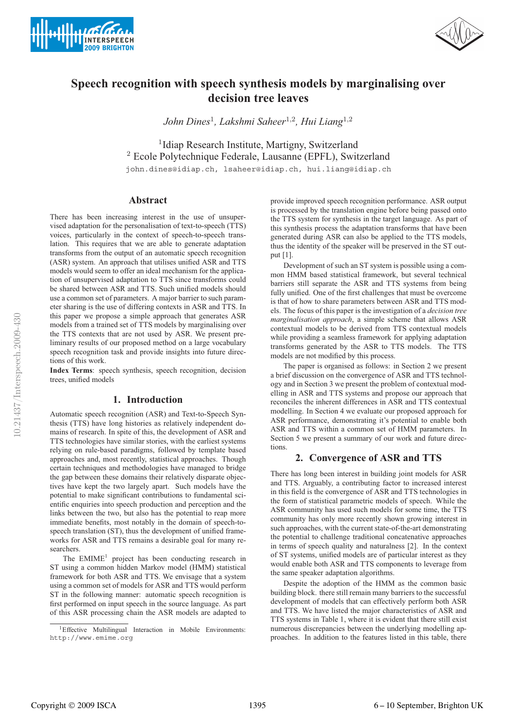# Speech recognition with speech synthesis models by marginalising over decision tree leaves

*John Dines*[1], *Lakshmi Saheer*[1,2], *Hui Liang*[1,2]

[1]Idiap Research Institute, Martigny, Switzerland
[2] Ecole Polytechnique Federale, Lausanne (EPFL), Switzerland

john.dines@idiap.ch, lsaheer@idiap.ch, hui.liang@idiap.ch

## Abstract

There has been increasing interest in the use of unsupervised adaptation for the personalisation of text-to-speech (TTS) voices, particularly in the context of speech-to-speech translation. This requires that we are able to generate adaptation transforms from the output of an automatic speech recognition (ASR) system. An approach that utilises unified ASR and TTS models would seem to offer an ideal mechanism for the application of unsupervised adaptation to TTS since transforms could be shared between ASR and TTS. Such unified models should use a common set of parameters. A major barrier to such parameter sharing is the use of differing contexts in ASR and TTS. In this paper we propose a simple approach that generates ASR models from a trained set of TTS models by marginalising over the TTS contexts that are not used by ASR. We present preliminary results of our proposed method on a large vocabulary speech recognition task and provide insights into future directions of this work.

**Index Terms**: speech synthesis, speech recognition, decision trees, unified models

## 1. Introduction

Automatic speech recognition (ASR) and Text-to-Speech Synthesis (TTS) have long histories as relatively independent domains of research. In spite of this, the development of ASR and TTS technologies have similar stories, with the earliest systems relying on rule-based paradigms, followed by template based approaches and, most recently, statistical approaches. Though certain techniques and methodologies have managed to bridge the gap between these domains their relatively disparate objectives have kept the two largely apart. Such models have the potential to make significant contributions to fundamental scientific enquiries into speech production and perception and the links between the two, but also has the potential to reap more immediate benefits, most notably in the domain of speech-to-speech translation (ST), thus the development of unified frameworks for ASR and TTS remains a desirable goal for many researchers.

The EMIME[1] project has been conducting research in ST using a common hidden Markov model (HMM) statistical framework for both ASR and TTS. We envisage that a system using a common set of models for ASR and TTS would perform ST in the following manner: automatic speech recognition is first performed on input speech in the source language. As part of this ASR processing chain the ASR models are adapted to provide improved speech recognition performance. ASR output is processed by the translation engine before being passed onto the TTS system for synthesis in the target language. As part of this synthesis process the adaptation transforms that have been generated during ASR can also be applied to the TTS models, thus the identity of the speaker will be preserved in the ST output [1].

Development of such an ST system is possible using a common HMM based statistical framework, but several technical barriers still separate the ASR and TTS systems from being fully unified. One of the first challenges that must be overcome is that of how to share parameters between ASR and TTS models. The focus of this paper is the investigation of a *decision tree marginalisation approach*, a simple scheme that allows ASR contextual models to be derived from TTS contextual models while providing a seamless framework for applying adaptation transforms generated by the ASR to TTS models. The TTS models are not modified by this process.

The paper is organised as follows: in Section 2 we present a brief discussion on the convergence of ASR and TTS technology and in Section 3 we present the problem of contextual modelling in ASR and TTS systems and propose our approach that reconciles the inherent differences in ASR and TTS contextual modelling. In Section 4 we evaluate our proposed approach for ASR performance, demonstrating it's potential to enable both ASR and TTS within a common set of HMM parameters. In Section 5 we present a summary of our work and future directions.

## 2. Convergence of ASR and TTS

There has long been interest in building joint models for ASR and TTS. Arguably, a contributing factor to increased interest in this field is the convergence of ASR and TTS technologies in the form of statistical parametric models of speech. While the ASR community has used such models for some time, the TTS community has only more recently shown growing interest in such approaches, with the current state-of-the-art demonstrating the potential to challenge traditional concatenative approaches in terms of speech quality and naturalness [2]. In the context of ST systems, unified models are of particular interest as they would enable both ASR and TTS components to leverage from the same speaker adaptation algorithms.

Despite the adoption of the HMM as the common basic building block. there still remain many barriers to the successful development of models that can effectively perform both ASR and TTS. We have listed the major characteristics of ASR and TTS systems in Table 1, where it is evident that there still exist numerous discrepancies between the underlying modelling approaches. In addition to the features listed in this table, there

[1]Effective Multilingual Interaction in Mobile Environments: http://www.emime.org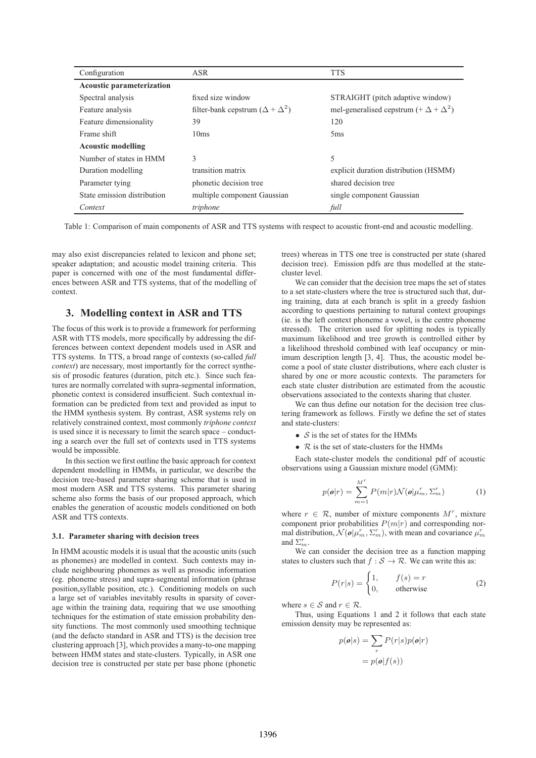| Configuration | ASR | TTS |
|---|---|---|
| **Acoustic parameterization** | | |
| Spectral analysis | fixed size window | STRAIGHT (pitch adaptive window) |
| Feature analysis | filter-bank cepstrum ($\Delta + \Delta^2$) | mel-generalised cepstrum (+ $\Delta + \Delta^2$) |
| Feature dimensionality | 39 | 120 |
| Frame shift | 10ms | 5ms |
| **Acoustic modelling** | | |
| Number of states in HMM | 3 | 5 |
| Duration modelling | transition matrix | explicit duration distribution (HSMM) |
| Parameter tying | phonetic decision tree | shared decision tree |
| State emission distribution | multiple component Gaussian | single component Gaussian |
| *Context* | *triphone* | *full* |

Table 1: Comparison of main components of ASR and TTS systems with respect to acoustic front-end and acoustic modelling.

may also exist discrepancies related to lexicon and phone set; speaker adaptation; and acoustic model training criteria. This paper is concerned with one of the most fundamental differences between ASR and TTS systems, that of the modelling of context.

## 3. Modelling context in ASR and TTS

The focus of this work is to provide a framework for performing ASR with TTS models, more specifically by addressing the differences between context dependent models used in ASR and TTS systems. In TTS, a broad range of contexts (so-called *full context*) are necessary, most importantly for the correct synthesis of prosodic features (duration, pitch etc.). Since such features are normally correlated with supra-segmental information, phonetic context is considered insufficient. Such contextual information can be predicted from text and provided as input to the HMM synthesis system. By contrast, ASR systems rely on relatively constrained context, most commonly *triphone context* is used since it is necessary to limit the search space – conducting a search over the full set of contexts used in TTS systems would be impossible.

In this section we first outline the basic approach for context dependent modelling in HMMs, in particular, we describe the decision tree-based parameter sharing scheme that is used in most modern ASR and TTS systems. This parameter sharing scheme also forms the basis of our proposed approach, which enables the generation of acoustic models conditioned on both ASR and TTS contexts.

### 3.1. Parameter sharing with decision trees

In HMM acoustic models it is usual that the acoustic units (such as phonemes) are modelled in context. Such contexts may include neighbouring phonemes as well as prosodic information (eg. phoneme stress) and supra-segmental information (phrase position,syllable position, etc.). Conditioning models on such a large set of variables inevitably results in sparsity of coverage within the training data, requiring that we use smoothing techniques for the estimation of state emission probability density functions. The most commonly used smoothing technique (and the defacto standard in ASR and TTS) is the decision tree clustering approach [3], which provides a many-to-one mapping between HMM states and state-clusters. Typically, in ASR one decision tree is constructed per state per base phone (phonetic trees) whereas in TTS one tree is constructed per state (shared decision tree). Emission pdfs are thus modelled at the state-cluster level.

We can consider that the decision tree maps the set of states to a set state-clusters where the tree is structured such that, during training, data at each branch is split in a greedy fashion according to questions pertaining to natural context groupings (ie. is the left context phoneme a vowel, is the centre phoneme stressed). The criterion used for splitting nodes is typically maximum likelihood and tree growth is controlled either by a likelihood threshold combined with leaf occupancy or minimum description length [3, 4]. Thus, the acoustic model become a pool of state cluster distributions, where each cluster is shared by one or more acoustic contexts. The parameters for each state cluster distribution are estimated from the acoustic observations associated to the contexts sharing that cluster.

We can thus define our notation for the decision tree clustering framework as follows. Firstly we define the set of states and state-clusters:

- $\mathcal{S}$ is the set of states for the HMMs
- $\mathcal{R}$ is the set of state-clusters for the HMMs

Each state-cluster models the conditional pdf of acoustic observations using a Gaussian mixture model (GMM):

$$p(\boldsymbol{o}|r) = \sum_{m=1}^{M^r} P(m|r)\mathcal{N}(\boldsymbol{o}|\mu_m^r, \Sigma_m^r) \tag{1}$$

where $r \in \mathcal{R}$, number of mixture components $M^r$, mixture component prior probabilities $P(m|r)$ and corresponding normal distribution, $\mathcal{N}(\boldsymbol{o}|\mu_m^r, \Sigma_m^r)$, with mean and covariance $\mu_m^r$ and $\Sigma_m^r$.

We can consider the decision tree as a function mapping states to clusters such that $f : \mathcal{S} \rightarrow \mathcal{R}$. We can write this as:

$$P(r|s) = \begin{cases} 1, & f(s) = r \\ 0, & \text{otherwise} \end{cases} \tag{2}$$

where $s \in \mathcal{S}$ and $r \in \mathcal{R}$.

Thus, using Equations 1 and 2 it follows that each state emission density may be represented as:

$$\begin{aligned} p(\boldsymbol{o}|s) &= \sum_{r} P(r|s)p(\boldsymbol{o}|r) \\ &= p(\boldsymbol{o}|f(s)) \end{aligned}$$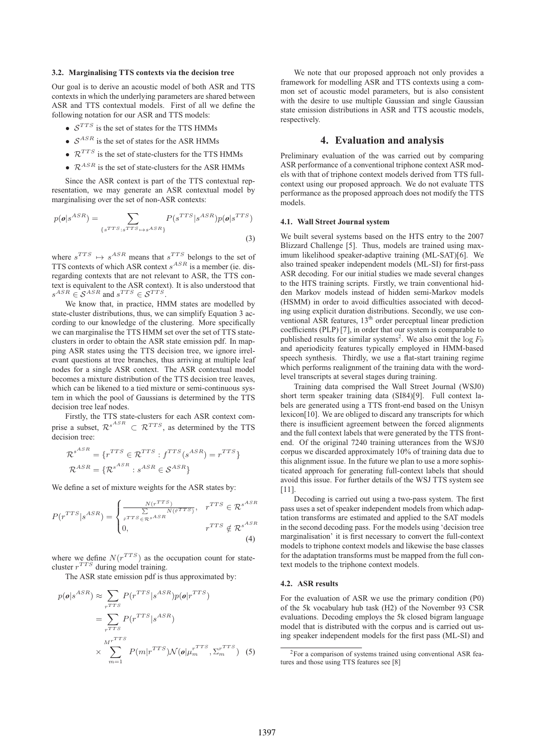### 3.2. Marginalising TTS contexts via the decision tree

Our goal is to derive an acoustic model of both ASR and TTS contexts in which the underlying parameters are shared between ASR and TTS contextual models. First of all we define the following notation for our ASR and TTS models:

- $\mathcal{S}^{TTS}$ is the set of states for the TTS HMMs
- $\mathcal{S}^{ASR}$ is the set of states for the ASR HMMs
- $\mathcal{R}^{TTS}$ is the set of state-clusters for the TTS HMMs
- $\mathcal{R}^{ASR}$ is the set of state-clusters for the ASR HMMs

Since the ASR context is part of the TTS contextual representation, we may generate an ASR contextual model by marginalising over the set of non-ASR contexts:

$$p(\boldsymbol{o}|s^{ASR}) = \sum_{\{s^{TTS}: s^{TTS} \mapsto s^{ASR}\}} P(s^{TTS}|s^{ASR}) p(\boldsymbol{o}|s^{TTS}) \quad (3)$$

where $s^{TTS} \mapsto s^{ASR}$ means that $s^{TTS}$ belongs to the set of TTS contexts of which ASR context $s^{ASR}$ is a member (ie. disregarding contexts that are not relevant to ASR, the TTS context is equivalent to the ASR context). It is also understood that $s^{ASR} \in \mathcal{S}^{ASR}$ and $s^{TTS} \in \mathcal{S}^{TTS}$.

We know that, in practice, HMM states are modelled by state-cluster distributions, thus, we can simplify Equation 3 according to our knowledge of the clustering. More specifically we can marginalise the TTS HMM set over the set of TTS state-clusters in order to obtain the ASR state emission pdf. In mapping ASR states using the TTS decision tree, we ignore irrelevant questions at tree branches, thus arriving at multiple leaf nodes for a single ASR context. The ASR contextual model becomes a mixture distribution of the TTS decision tree leaves, which can be likened to a tied mixture or semi-continuous system in which the pool of Gaussians is determined by the TTS decision tree leaf nodes.

Firstly, the TTS state-clusters for each ASR context comprise a subset, $\mathcal{R}^{s^{ASR}} \subset \mathcal{R}^{TTS}$, as determined by the TTS decision tree:

$$\mathcal{R}^{s^{ASR}} = \{r^{TTS} \in \mathcal{R}^{TTS} : f^{TTS}(s^{ASR}) = r^{TTS}\}$$
$$\mathcal{R}^{ASR} = \{\mathcal{R}^{s^{ASR}} : s^{ASR} \in \mathcal{S}^{ASR}\}$$

We define a set of mixture weights for the ASR states by:

$$P(r^{TTS}|s^{ASR}) = \begin{cases} \frac{N(r^{TTS})}{\sum_{\hat{r}^{TTS} \in \mathcal{R}^{s^{ASR}}} N(\hat{r}^{TTS})}, & r^{TTS} \in \mathcal{R}^{s^{ASR}} \\ 0, & r^{TTS} \notin \mathcal{R}^{s^{ASR}} \end{cases} \quad (4)$$

where we define $N(r^{TTS})$ as the occupation count for state-cluster $r^{TTS}$ during model training.

The ASR state emission pdf is thus approximated by:

$$\begin{aligned} p(\boldsymbol{o}|s^{ASR}) &\approx \sum_{r^{TTS}} P(r^{TTS}|s^{ASR}) p(\boldsymbol{o}|r^{TTS}) \\ &= \sum_{r^{TTS}} P(r^{TTS}|s^{ASR}) \\ &\quad \times \sum_{m=1}^{M^{r^{TTS}}} P(m|r^{TTS}) \mathcal{N}(\boldsymbol{o}|\mu_m^{r^{TTS}}, \Sigma_m^{r^{TTS}}) \end{aligned} \quad (5)$$

We note that our proposed approach not only provides a framework for modelling ASR and TTS contexts using a common set of acoustic model parameters, but is also consistent with the desire to use multiple Gaussian and single Gaussian state emission distributions in ASR and TTS acoustic models, respectively.

## 4. Evaluation and analysis

Preliminary evaluation of the was carried out by comparing ASR performance of a conventional triphone context ASR models with that of triphone context models derived from TTS full-context using our proposed approach. We do not evaluate TTS performance as the proposed approach does not modify the TTS models.

### 4.1. Wall Street Journal system

We built several systems based on the HTS entry to the 2007 Blizzard Challenge [5]. Thus, models are trained using maximum likelihood speaker-adaptive training (ML-SAT)[6]. We also trained speaker independent models (ML-SI) for first-pass ASR decoding. For our initial studies we made several changes to the HTS training scripts. Firstly, we train conventional hidden Markov models instead of hidden semi-Markov models (HSMM) in order to avoid difficulties associated with decoding using explicit duration distributions. Secondly, we use conventional ASR features, 13$^{th}$ order perceptual linear prediction coefficients (PLP) [7], in order that our system is comparable to published results for similar systems[2]. We also omit the $\log F_0$ and aperiodicity features typically employed in HMM-based speech synthesis. Thirdly, we use a flat-start training regime which performs realignment of the training data with the word-level transcripts at several stages during training.

Training data comprised the Wall Street Journal (WSJ0) short term speaker training data (SI84)[9]. Full context labels are generated using a TTS front-end based on the Unisyn lexicon[10]. We are obliged to discard any transcripts for which there is insufficient agreement between the forced alignments and the full context labels that were generated by the TTS front-end. Of the original 7240 training utterances from the WSJ0 corpus we discarded approximately 10% of training data due to this alignment issue. In the future we plan to use a more sophisticated approach for generating full-context labels that should avoid this issue. For further details of the WSJ TTS system see [11].

Decoding is carried out using a two-pass system. The first pass uses a set of speaker independent models from which adaptation transforms are estimated and applied to the SAT models in the second decoding pass. For the models using 'decision tree marginalisation' it is first necessary to convert the full-context models to triphone context models and likewise the base classes for the adaptation transforms must be mapped from the full context models to the triphone context models.

### 4.2. ASR results

For the evaluation of ASR we use the primary condition (P0) of the 5k vocabulary hub task (H2) of the November 93 CSR evaluations. Decoding employs the 5k closed bigram language model that is distributed with the corpus and is carried out using speaker independent models for the first pass (ML-SI) and

[2]For a comparison of systems trained using conventional ASR features and those using TTS features see [8]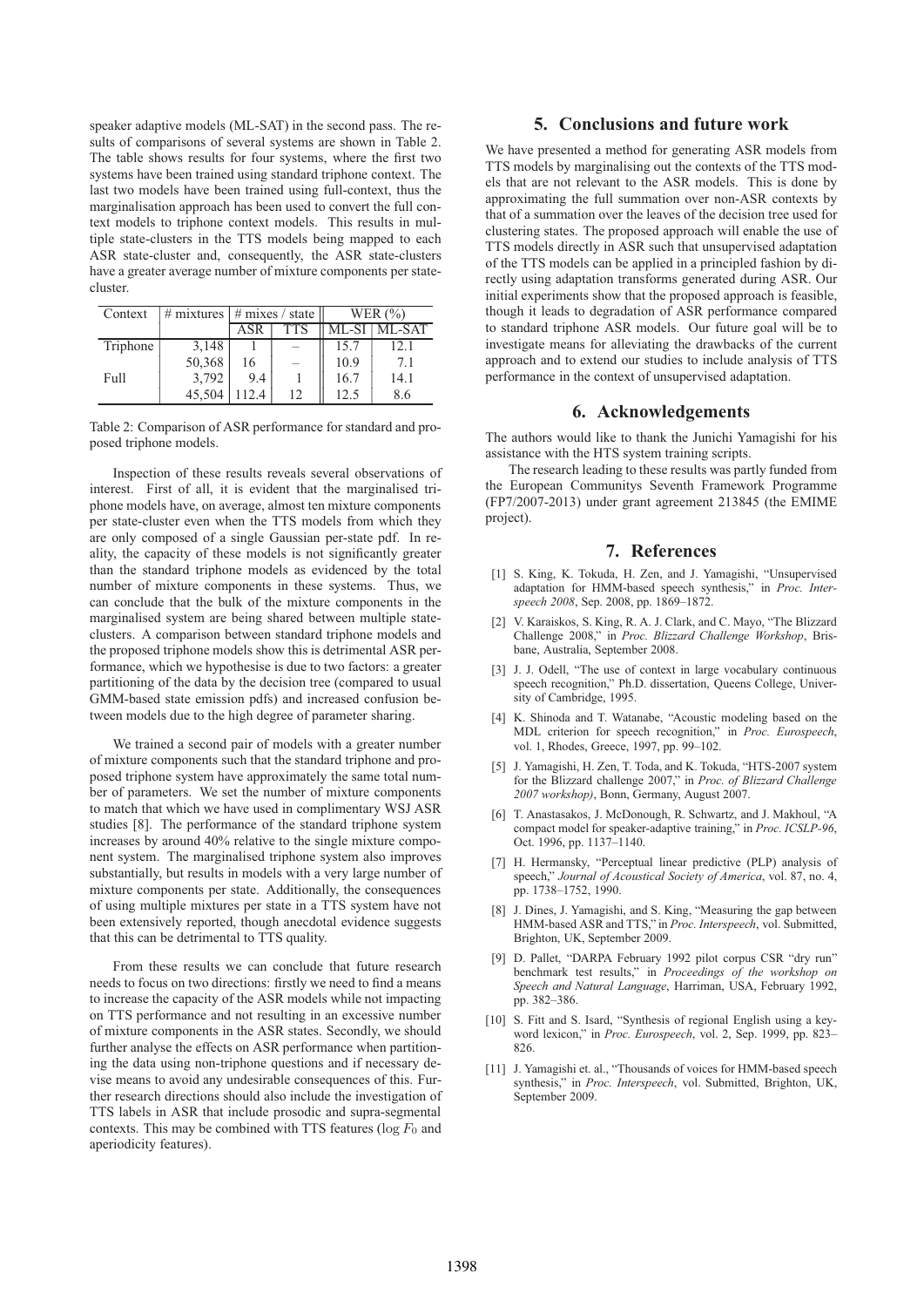speaker adaptive models (ML-SAT) in the second pass. The results of comparisons of several systems are shown in Table 2. The table shows results for four systems, where the first two systems have been trained using standard triphone context. The last two models have been trained using full-context, thus the marginalisation approach has been used to convert the full context models to triphone context models. This results in multiple state-clusters in the TTS models being mapped to each ASR state-cluster and, consequently, the ASR state-clusters have a greater average number of mixture components per state-cluster.

| Context | # mixtures | # mixes / state | | WER (%) | |
|---|---|---|---|---|---|
| | | ASR | TTS | ML-SI | ML-SAT |
| Triphone | 3,148 | 1 | – | 15.7 | 12.1 |
| | 50,368 | 16 | – | 10.9 | 7.1 |
| Full | 3,792 | 9.4 | 1 | 16.7 | 14.1 |
| | 45,504 | 112.4 | 12 | 12.5 | 8.6 |

Table 2: Comparison of ASR performance for standard and proposed triphone models.

Inspection of these results reveals several observations of interest. First of all, it is evident that the marginalised triphone models have, on average, almost ten mixture components per state-cluster even when the TTS models from which they are only composed of a single Gaussian per-state pdf. In reality, the capacity of these models is not significantly greater than the standard triphone models as evidenced by the total number of mixture components in these systems. Thus, we can conclude that the bulk of the mixture components in the marginalised system are being shared between multiple state-clusters. A comparison between standard triphone models and the proposed triphone models show this is detrimental ASR performance, which we hypothesise is due to two factors: a greater partitioning of the data by the decision tree (compared to usual GMM-based state emission pdfs) and increased confusion between models due to the high degree of parameter sharing.

We trained a second pair of models with a greater number of mixture components such that the standard triphone and proposed triphone system have approximately the same total number of parameters. We set the number of mixture components to match that which we have used in complimentary WSJ ASR studies [8]. The performance of the standard triphone system increases by around 40% relative to the single mixture component system. The marginalised triphone system also improves substantially, but results in models with a very large number of mixture components per state. Additionally, the consequences of using multiple mixtures per state in a TTS system have not been extensively reported, though anecdotal evidence suggests that this can be detrimental to TTS quality.

From these results we can conclude that future research needs to focus on two directions: firstly we need to find a means to increase the capacity of the ASR models while not impacting on TTS performance and not resulting in an excessive number of mixture components in the ASR states. Secondly, we should further analyse the effects on ASR performance when partitioning the data using non-triphone questions and if necessary devise means to avoid any undesirable consequences of this. Further research directions should also include the investigation of TTS labels in ASR that include prosodic and supra-segmental contexts. This may be combined with TTS features ($\log F_0$ and aperiodicity features).

## 5. Conclusions and future work

We have presented a method for generating ASR models from TTS models by marginalising out the contexts of the TTS models that are not relevant to the ASR models. This is done by approximating the full summation over non-ASR contexts by that of a summation over the leaves of the decision tree used for clustering states. The proposed approach will enable the use of TTS models directly in ASR such that unsupervised adaptation of the TTS models can be applied in a principled fashion by directly using adaptation transforms generated during ASR. Our initial experiments show that the proposed approach is feasible, though it leads to degradation of ASR performance compared to standard triphone ASR models. Our future goal will be to investigate means for alleviating the drawbacks of the current approach and to extend our studies to include analysis of TTS performance in the context of unsupervised adaptation.

## 6. Acknowledgements

The authors would like to thank the Junichi Yamagishi for his assistance with the HTS system training scripts.

The research leading to these results was partly funded from the European Communitys Seventh Framework Programme (FP7/2007-2013) under grant agreement 213845 (the EMIME project).

## 7. References

[1] S. King, K. Tokuda, H. Zen, and J. Yamagishi, "Unsupervised adaptation for HMM-based speech synthesis," in *Proc. Interspeech 2008*, Sep. 2008, pp. 1869–1872.

[2] V. Karaiskos, S. King, R. A. J. Clark, and C. Mayo, "The Blizzard Challenge 2008," in *Proc. Blizzard Challenge Workshop*, Brisbane, Australia, September 2008.

[3] J. J. Odell, "The use of context in large vocabulary continuous speech recognition," Ph.D. dissertation, Queens College, University of Cambridge, 1995.

[4] K. Shinoda and T. Watanabe, "Acoustic modeling based on the MDL criterion for speech recognition," in *Proc. Eurospeech*, vol. 1, Rhodes, Greece, 1997, pp. 99–102.

[5] J. Yamagishi, H. Zen, T. Toda, and K. Tokuda, "HTS-2007 system for the Blizzard challenge 2007," in *Proc. of Blizzard Challenge 2007 workshop)*, Bonn, Germany, August 2007.

[6] T. Anastasakos, J. McDonough, R. Schwartz, and J. Makhoul, "A compact model for speaker-adaptive training," in *Proc. ICSLP-96*, Oct. 1996, pp. 1137–1140.

[7] H. Hermansky, "Perceptual linear predictive (PLP) analysis of speech," *Journal of Acoustical Society of America*, vol. 87, no. 4, pp. 1738–1752, 1990.

[8] J. Dines, J. Yamagishi, and S. King, "Measuring the gap between HMM-based ASR and TTS," in *Proc. Interspeech*, vol. Submitted, Brighton, UK, September 2009.

[9] D. Pallet, "DARPA February 1992 pilot corpus CSR "dry run" benchmark test results," in *Proceedings of the workshop on Speech and Natural Language*, Harriman, USA, February 1992, pp. 382–386.

[10] S. Fitt and S. Isard, "Synthesis of regional English using a keyword lexicon," in *Proc. Eurospeech*, vol. 2, Sep. 1999, pp. 823–826.

[11] J. Yamagishi et. al., "Thousands of voices for HMM-based speech synthesis," in *Proc. Interspeech*, vol. Submitted, Brighton, UK, September 2009.